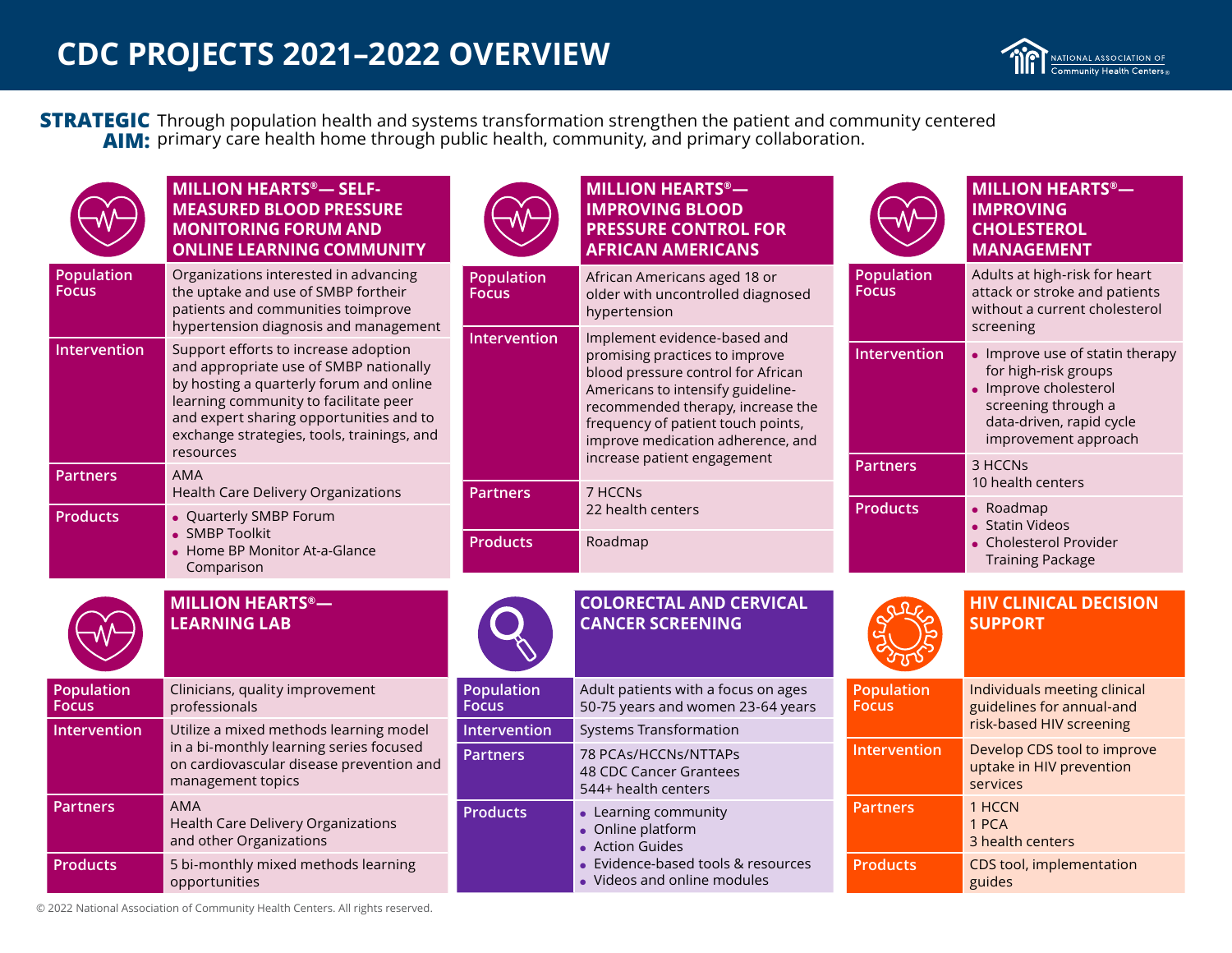# CDC PROJECTS 2021–2022 OVERVIEW

**STRATEGIC AIM:** Through population health and systems transformation strengthen the patient and community centered primary care health home through public health, community, and primary collaboration.

## MILLION HEARTS®— SELF-MEASURED BLOOD PRESSURE MONITORING FORUM AND ONLINE LEARNING COMMUNITY

| | |
|---|---|
| **Population Focus** | Organizations interested in advancing the uptake and use of SMBP fortheir patients and communities toimprove hypertension diagnosis and management |
| **Intervention** | Support efforts to increase adoption and appropriate use of SMBP nationally by hosting a quarterly forum and online learning community to facilitate peer and expert sharing opportunities and to exchange strategies, tools, trainings, and resources |
| **Partners** | AMA<br>Health Care Delivery Organizations |
| **Products** | • Quarterly SMBP Forum<br>• SMBP Toolkit<br>• Home BP Monitor At-a-Glance Comparison |

## MILLION HEARTS®— IMPROVING BLOOD PRESSURE CONTROL FOR AFRICAN AMERICANS

| | |
|---|---|
| **Population Focus** | African Americans aged 18 or older with uncontrolled diagnosed hypertension |
| **Intervention** | Implement evidence-based and promising practices to improve blood pressure control for African Americans to intensify guideline-recommended therapy, increase the frequency of patient touch points, improve medication adherence, and increase patient engagement |
| **Partners** | 7 HCCNs<br>22 health centers |
| **Products** | Roadmap |

## MILLION HEARTS®— IMPROVING CHOLESTEROL MANAGEMENT

| | |
|---|---|
| **Population Focus** | Adults at high-risk for heart attack or stroke and patients without a current cholesterol screening |
| **Intervention** | • Improve use of statin therapy for high-risk groups<br>• Improve cholesterol screening through a data-driven, rapid cycle improvement approach |
| **Partners** | 3 HCCNs<br>10 health centers |
| **Products** | • Roadmap<br>• Statin Videos<br>• Cholesterol Provider Training Package |

## MILLION HEARTS®— LEARNING LAB

| | |
|---|---|
| **Population Focus** | Clinicians, quality improvement professionals |
| **Intervention** | Utilize a mixed methods learning model in a bi-monthly learning series focused on cardiovascular disease prevention and management topics |
| **Partners** | AMA<br>Health Care Delivery Organizations and other Organizations |
| **Products** | 5 bi-monthly mixed methods learning opportunities |

## COLORECTAL AND CERVICAL CANCER SCREENING

| | |
|---|---|
| **Population Focus** | Adult patients with a focus on ages 50-75 years and women 23-64 years |
| **Intervention** | Systems Transformation |
| **Partners** | 78 PCAs/HCCNs/NTTAPs<br>48 CDC Cancer Grantees<br>544+ health centers |
| **Products** | • Learning community<br>• Online platform<br>• Action Guides<br>• Evidence-based tools & resources<br>• Videos and online modules |

## HIV CLINICAL DECISION SUPPORT

| | |
|---|---|
| **Population Focus** | Individuals meeting clinical guidelines for annual-and risk-based HIV screening |
| **Intervention** | Develop CDS tool to improve uptake in HIV prevention services |
| **Partners** | 1 HCCN<br>1 PCA<br>3 health centers |
| **Products** | CDS tool, implementation guides |

© 2022 National Association of Community Health Centers. All rights reserved.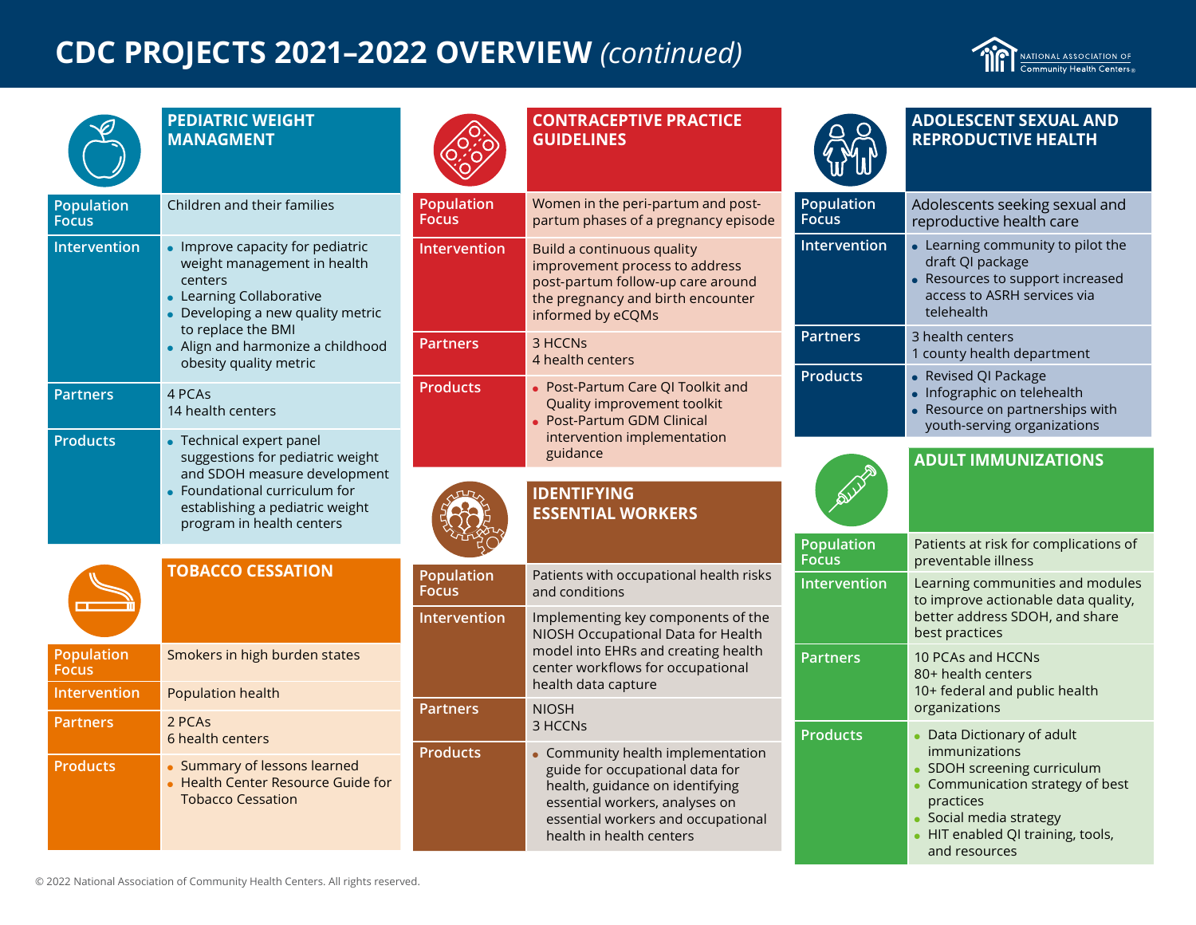# CDC PROJECTS 2021–2022 OVERVIEW *(continued)*

## PEDIATRIC WEIGHT MANAGMENT

| | |
|---|---|
| Population Focus | Children and their families |
| Intervention | • Improve capacity for pediatric weight management in health centers<br>• Learning Collaborative<br>• Developing a new quality metric to replace the BMI<br>• Align and harmonize a childhood obesity quality metric |
| Partners | 4 PCAs<br>14 health centers |
| Products | • Technical expert panel suggestions for pediatric weight and SDOH measure development<br>• Foundational curriculum for establishing a pediatric weight program in health centers |

## TOBACCO CESSATION

| | |
|---|---|
| Population Focus | Smokers in high burden states |
| Intervention | Population health |
| Partners | 2 PCAs<br>6 health centers |
| Products | • Summary of lessons learned<br>• Health Center Resource Guide for Tobacco Cessation |

## CONTRACEPTIVE PRACTICE GUIDELINES

| | |
|---|---|
| Population Focus | Women in the peri-partum and post-partum phases of a pregnancy episode |
| Intervention | Build a continuous quality improvement process to address post-partum follow-up care around the pregnancy and birth encounter informed by eCQMs |
| Partners | 3 HCCNs<br>4 health centers |
| Products | • Post-Partum Care QI Toolkit and Quality improvement toolkit<br>• Post-Partum GDM Clinical intervention implementation guidance |

## IDENTIFYING ESSENTIAL WORKERS

| | |
|---|---|
| Population Focus | Patients with occupational health risks and conditions |
| Intervention | Implementing key components of the NIOSH Occupational Data for Health model into EHRs and creating health center workflows for occupational health data capture |
| Partners | NIOSH<br>3 HCCNs |
| Products | • Community health implementation guide for occupational data for health, guidance on identifying essential workers, analyses on essential workers and occupational health in health centers |

## ADOLESCENT SEXUAL AND REPRODUCTIVE HEALTH

| | |
|---|---|
| Population Focus | Adolescents seeking sexual and reproductive health care |
| Intervention | • Learning community to pilot the draft QI package<br>• Resources to support increased access to ASRH services via telehealth |
| Partners | 3 health centers<br>1 county health department |
| Products | • Revised QI Package<br>• Infographic on telehealth<br>• Resource on partnerships with youth-serving organizations |

## ADULT IMMUNIZATIONS

| | |
|---|---|
| Population Focus | Patients at risk for complications of preventable illness |
| Intervention | Learning communities and modules to improve actionable data quality, better address SDOH, and share best practices |
| Partners | 10 PCAs and HCCNs<br>80+ health centers<br>10+ federal and public health organizations |
| Products | • Data Dictionary of adult immunizations<br>• SDOH screening curriculum<br>• Communication strategy of best practices<br>• Social media strategy<br>• HIT enabled QI training, tools, and resources |

© 2022 National Association of Community Health Centers. All rights reserved.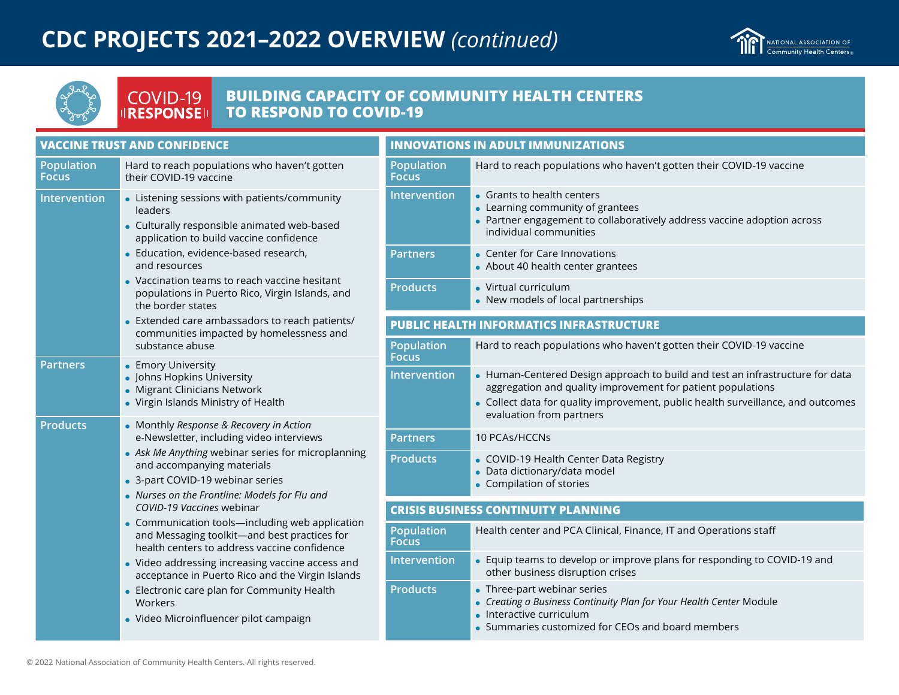# CDC PROJECTS 2021–2022 OVERVIEW *(continued)*

COVID-19 RESPONSE

## BUILDING CAPACITY OF COMMUNITY HEALTH CENTERS TO RESPOND TO COVID-19

### VACCINE TRUST AND CONFIDENCE

| | |
|---|---|
| Population Focus | Hard to reach populations who haven't gotten their COVID-19 vaccine |
| Intervention | • Listening sessions with patients/community leaders<br>• Culturally responsible animated web-based application to build vaccine confidence<br>• Education, evidence-based research, and resources<br>• Vaccination teams to reach vaccine hesitant populations in Puerto Rico, Virgin Islands, and the border states<br>• Extended care ambassadors to reach patients/communities impacted by homelessness and substance abuse |
| Partners | • Emory University<br>• Johns Hopkins University<br>• Migrant Clinicians Network<br>• Virgin Islands Ministry of Health |
| Products | • Monthly *Response & Recovery in Action* e-Newsletter, including video interviews<br>• *Ask Me Anything* webinar series for microplanning and accompanying materials<br>• 3-part COVID-19 webinar series<br>• *Nurses on the Frontline: Models for Flu and COVID-19 Vaccines* webinar<br>• Communication tools—including web application and Messaging toolkit—and best practices for health centers to address vaccine confidence<br>• Video addressing increasing vaccine access and acceptance in Puerto Rico and the Virgin Islands<br>• Electronic care plan for Community Health Workers<br>• Video Microinfluencer pilot campaign |

### INNOVATIONS IN ADULT IMMUNIZATIONS

| | |
|---|---|
| Population Focus | Hard to reach populations who haven't gotten their COVID-19 vaccine |
| Intervention | • Grants to health centers<br>• Learning community of grantees<br>• Partner engagement to collaboratively address vaccine adoption across individual communities |
| Partners | • Center for Care Innovations<br>• About 40 health center grantees |
| Products | • Virtual curriculum<br>• New models of local partnerships |

### PUBLIC HEALTH INFORMATICS INFRASTRUCTURE

| | |
|---|---|
| Population Focus | Hard to reach populations who haven't gotten their COVID-19 vaccine |
| Intervention | • Human-Centered Design approach to build and test an infrastructure for data aggregation and quality improvement for patient populations<br>• Collect data for quality improvement, public health surveillance, and outcomes evaluation from partners |
| Partners | 10 PCAs/HCCNs |
| Products | • COVID-19 Health Center Data Registry<br>• Data dictionary/data model<br>• Compilation of stories |

### CRISIS BUSINESS CONTINUITY PLANNING

| | |
|---|---|
| Population Focus | Health center and PCA Clinical, Finance, IT and Operations staff |
| Intervention | • Equip teams to develop or improve plans for responding to COVID-19 and other business disruption crises |
| Products | • Three-part webinar series<br>• *Creating a Business Continuity Plan for Your Health Center* Module<br>• Interactive curriculum<br>• Summaries customized for CEOs and board members |

© 2022 National Association of Community Health Centers. All rights reserved.